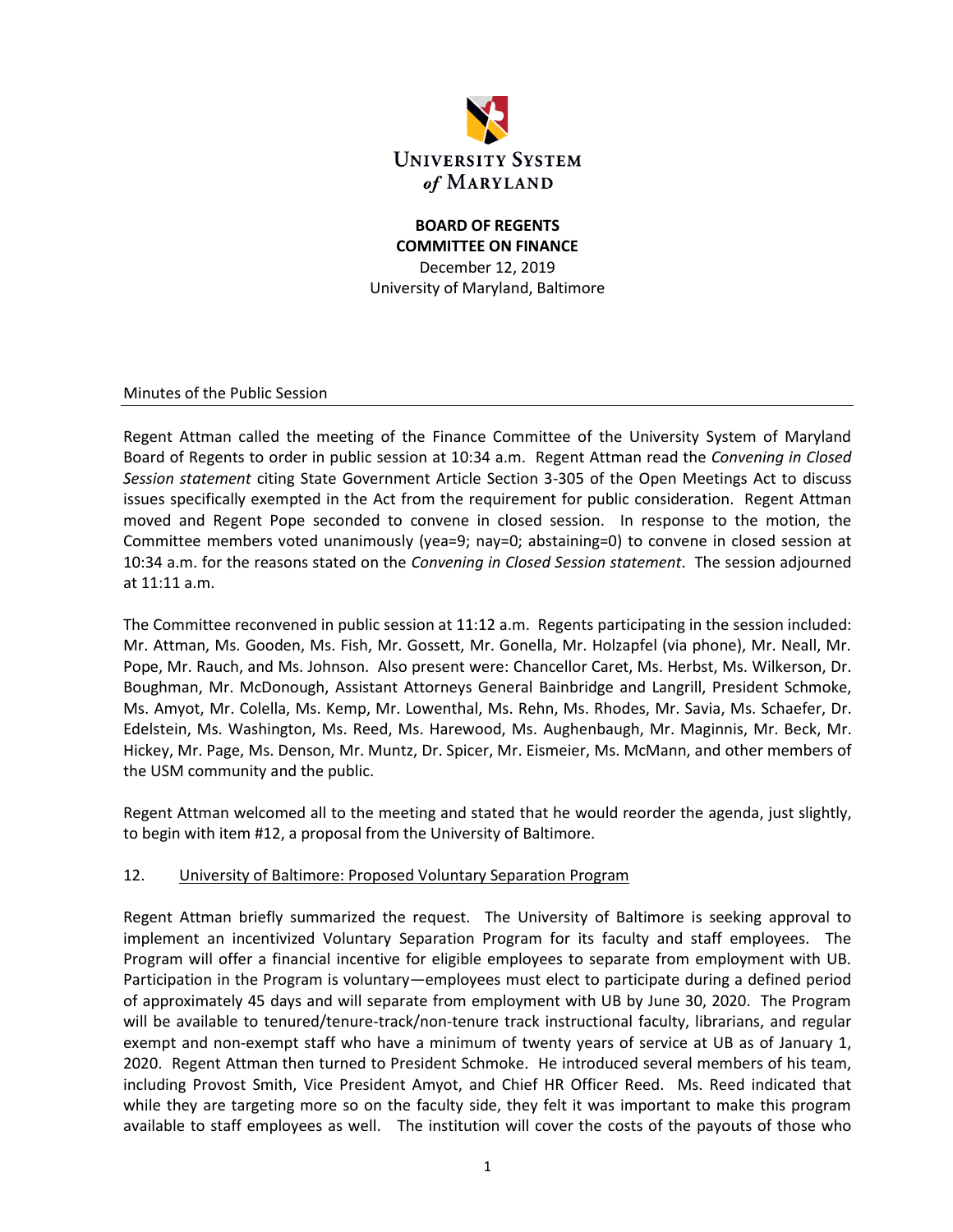**UNIVERSITY SYSTEM of MARYLAND**

**BOARD OF REGENTS**
**COMMITTEE ON FINANCE**
December 12, 2019
University of Maryland, Baltimore

Minutes of the Public Session

Regent Attman called the meeting of the Finance Committee of the University System of Maryland Board of Regents to order in public session at 10:34 a.m. Regent Attman read the *Convening in Closed Session statement* citing State Government Article Section 3-305 of the Open Meetings Act to discuss issues specifically exempted in the Act from the requirement for public consideration. Regent Attman moved and Regent Pope seconded to convene in closed session. In response to the motion, the Committee members voted unanimously (yea=9; nay=0; abstaining=0) to convene in closed session at 10:34 a.m. for the reasons stated on the *Convening in Closed Session statement*. The session adjourned at 11:11 a.m.

The Committee reconvened in public session at 11:12 a.m. Regents participating in the session included: Mr. Attman, Ms. Gooden, Ms. Fish, Mr. Gossett, Mr. Gonella, Mr. Holzapfel (via phone), Mr. Neall, Mr. Pope, Mr. Rauch, and Ms. Johnson. Also present were: Chancellor Caret, Ms. Herbst, Ms. Wilkerson, Dr. Boughman, Mr. McDonough, Assistant Attorneys General Bainbridge and Langrill, President Schmoke, Ms. Amyot, Mr. Colella, Ms. Kemp, Mr. Lowenthal, Ms. Rehn, Ms. Rhodes, Mr. Savia, Ms. Schaefer, Dr. Edelstein, Ms. Washington, Ms. Reed, Ms. Harewood, Ms. Aughenbaugh, Mr. Maginnis, Mr. Beck, Mr. Hickey, Mr. Page, Ms. Denson, Mr. Muntz, Dr. Spicer, Mr. Eismeier, Ms. McMann, and other members of the USM community and the public.

Regent Attman welcomed all to the meeting and stated that he would reorder the agenda, just slightly, to begin with item #12, a proposal from the University of Baltimore.

12. University of Baltimore: Proposed Voluntary Separation Program

Regent Attman briefly summarized the request. The University of Baltimore is seeking approval to implement an incentivized Voluntary Separation Program for its faculty and staff employees. The Program will offer a financial incentive for eligible employees to separate from employment with UB. Participation in the Program is voluntary—employees must elect to participate during a defined period of approximately 45 days and will separate from employment with UB by June 30, 2020. The Program will be available to tenured/tenure-track/non-tenure track instructional faculty, librarians, and regular exempt and non-exempt staff who have a minimum of twenty years of service at UB as of January 1, 2020. Regent Attman then turned to President Schmoke. He introduced several members of his team, including Provost Smith, Vice President Amyot, and Chief HR Officer Reed. Ms. Reed indicated that while they are targeting more so on the faculty side, they felt it was important to make this program available to staff employees as well. The institution will cover the costs of the payouts of those who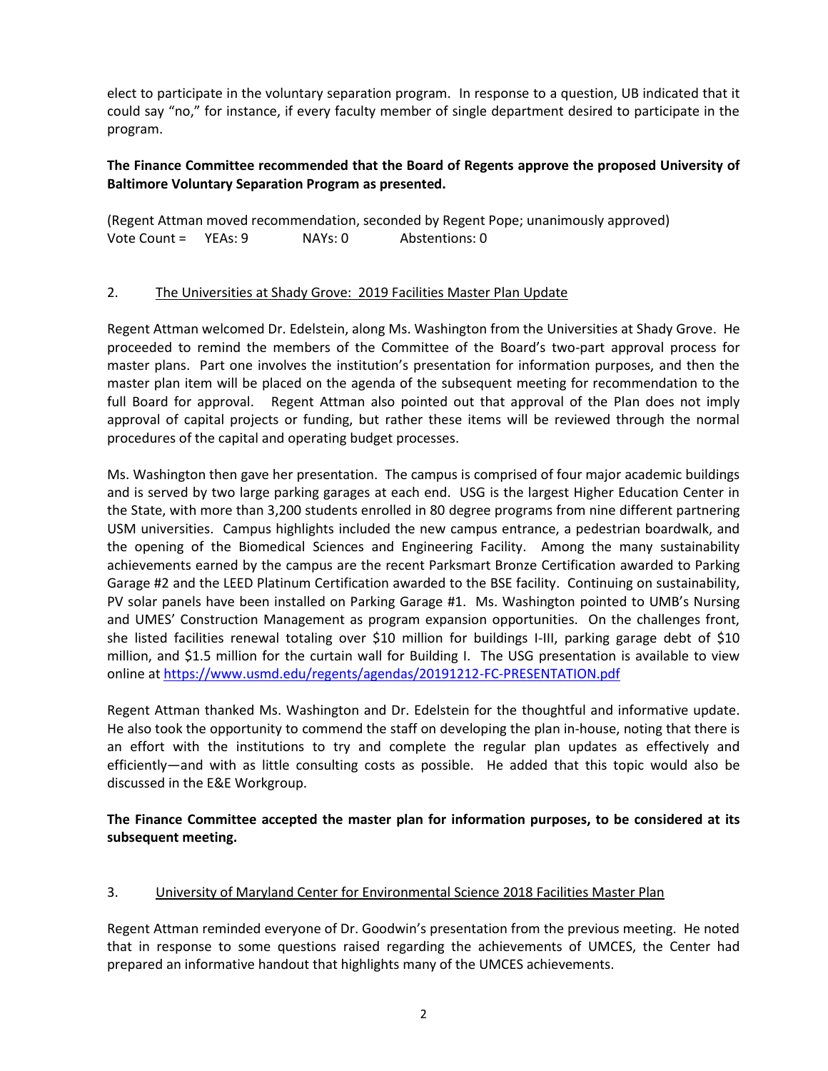elect to participate in the voluntary separation program. In response to a question, UB indicated that it could say "no," for instance, if every faculty member of single department desired to participate in the program.

**The Finance Committee recommended that the Board of Regents approve the proposed University of Baltimore Voluntary Separation Program as presented.**

(Regent Attman moved recommendation, seconded by Regent Pope; unanimously approved)
Vote Count = YEAs: 9 NAYs: 0 Abstentions: 0

2. <u>The Universities at Shady Grove: 2019 Facilities Master Plan Update</u>

Regent Attman welcomed Dr. Edelstein, along Ms. Washington from the Universities at Shady Grove. He proceeded to remind the members of the Committee of the Board's two-part approval process for master plans. Part one involves the institution's presentation for information purposes, and then the master plan item will be placed on the agenda of the subsequent meeting for recommendation to the full Board for approval. Regent Attman also pointed out that approval of the Plan does not imply approval of capital projects or funding, but rather these items will be reviewed through the normal procedures of the capital and operating budget processes.

Ms. Washington then gave her presentation. The campus is comprised of four major academic buildings and is served by two large parking garages at each end. USG is the largest Higher Education Center in the State, with more than 3,200 students enrolled in 80 degree programs from nine different partnering USM universities. Campus highlights included the new campus entrance, a pedestrian boardwalk, and the opening of the Biomedical Sciences and Engineering Facility. Among the many sustainability achievements earned by the campus are the recent Parksmart Bronze Certification awarded to Parking Garage #2 and the LEED Platinum Certification awarded to the BSE facility. Continuing on sustainability, PV solar panels have been installed on Parking Garage #1. Ms. Washington pointed to UMB's Nursing and UMES' Construction Management as program expansion opportunities. On the challenges front, she listed facilities renewal totaling over $10 million for buildings I-III, parking garage debt of $10 million, and $1.5 million for the curtain wall for Building I. The USG presentation is available to view online at https://www.usmd.edu/regents/agendas/20191212-FC-PRESENTATION.pdf

Regent Attman thanked Ms. Washington and Dr. Edelstein for the thoughtful and informative update. He also took the opportunity to commend the staff on developing the plan in-house, noting that there is an effort with the institutions to try and complete the regular plan updates as effectively and efficiently—and with as little consulting costs as possible. He added that this topic would also be discussed in the E&E Workgroup.

**The Finance Committee accepted the master plan for information purposes, to be considered at its subsequent meeting.**

3. <u>University of Maryland Center for Environmental Science 2018 Facilities Master Plan</u>

Regent Attman reminded everyone of Dr. Goodwin's presentation from the previous meeting. He noted that in response to some questions raised regarding the achievements of UMCES, the Center had prepared an informative handout that highlights many of the UMCES achievements.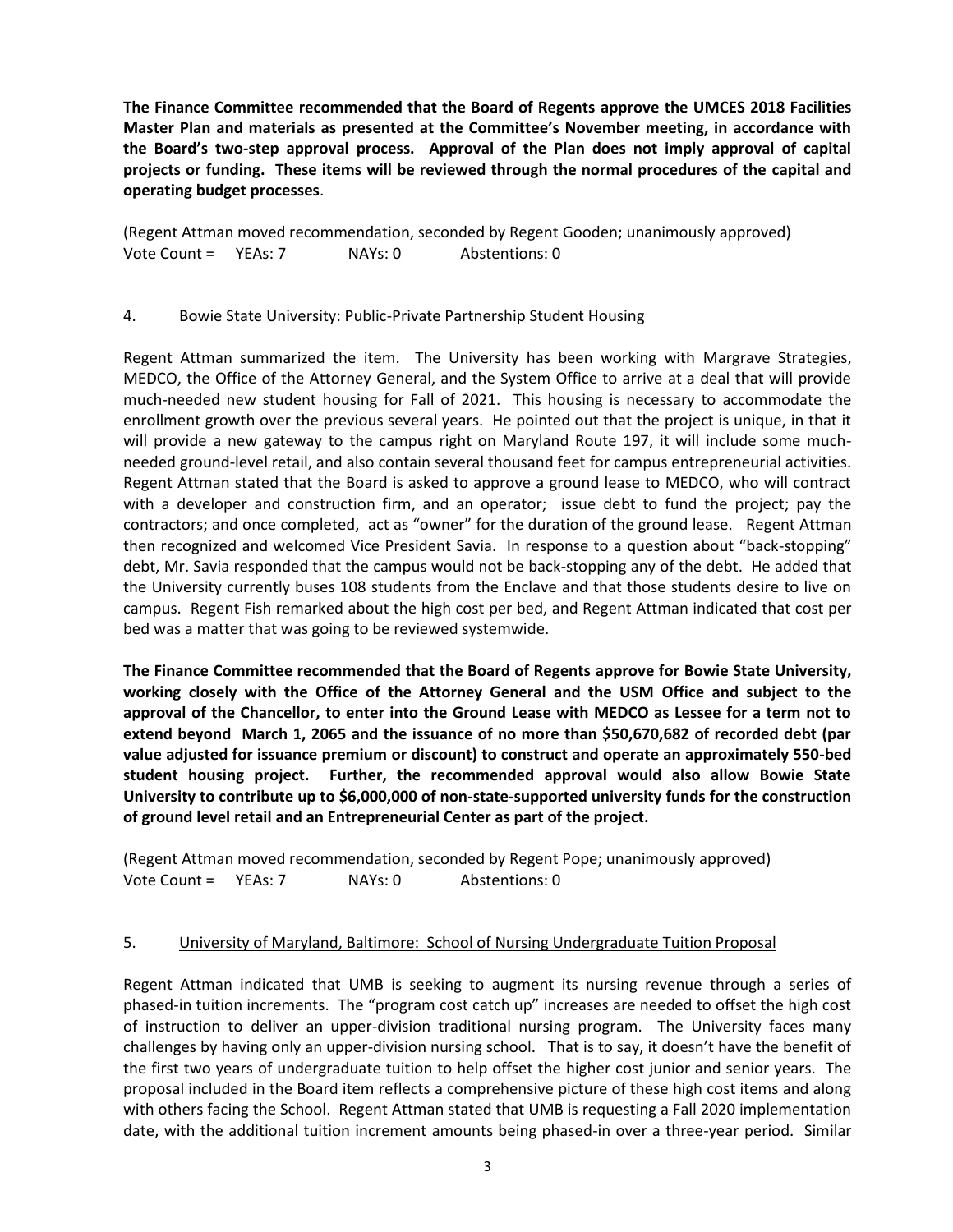**The Finance Committee recommended that the Board of Regents approve the UMCES 2018 Facilities Master Plan and materials as presented at the Committee's November meeting, in accordance with the Board's two-step approval process. Approval of the Plan does not imply approval of capital projects or funding. These items will be reviewed through the normal procedures of the capital and operating budget processes**.

(Regent Attman moved recommendation, seconded by Regent Gooden; unanimously approved)
Vote Count = YEAs: 7 NAYs: 0 Abstentions: 0

4. Bowie State University: Public-Private Partnership Student Housing

Regent Attman summarized the item. The University has been working with Margrave Strategies, MEDCO, the Office of the Attorney General, and the System Office to arrive at a deal that will provide much-needed new student housing for Fall of 2021. This housing is necessary to accommodate the enrollment growth over the previous several years. He pointed out that the project is unique, in that it will provide a new gateway to the campus right on Maryland Route 197, it will include some much-needed ground-level retail, and also contain several thousand feet for campus entrepreneurial activities. Regent Attman stated that the Board is asked to approve a ground lease to MEDCO, who will contract with a developer and construction firm, and an operator; issue debt to fund the project; pay the contractors; and once completed, act as "owner" for the duration of the ground lease. Regent Attman then recognized and welcomed Vice President Savia. In response to a question about "back-stopping" debt, Mr. Savia responded that the campus would not be back-stopping any of the debt. He added that the University currently buses 108 students from the Enclave and that those students desire to live on campus. Regent Fish remarked about the high cost per bed, and Regent Attman indicated that cost per bed was a matter that was going to be reviewed systemwide.

**The Finance Committee recommended that the Board of Regents approve for Bowie State University, working closely with the Office of the Attorney General and the USM Office and subject to the approval of the Chancellor, to enter into the Ground Lease with MEDCO as Lessee for a term not to extend beyond March 1, 2065 and the issuance of no more than $50,670,682 of recorded debt (par value adjusted for issuance premium or discount) to construct and operate an approximately 550-bed student housing project. Further, the recommended approval would also allow Bowie State University to contribute up to $6,000,000 of non-state-supported university funds for the construction of ground level retail and an Entrepreneurial Center as part of the project.**

(Regent Attman moved recommendation, seconded by Regent Pope; unanimously approved)
Vote Count = YEAs: 7 NAYs: 0 Abstentions: 0

5. University of Maryland, Baltimore: School of Nursing Undergraduate Tuition Proposal

Regent Attman indicated that UMB is seeking to augment its nursing revenue through a series of phased-in tuition increments. The "program cost catch up" increases are needed to offset the high cost of instruction to deliver an upper-division traditional nursing program. The University faces many challenges by having only an upper-division nursing school. That is to say, it doesn't have the benefit of the first two years of undergraduate tuition to help offset the higher cost junior and senior years. The proposal included in the Board item reflects a comprehensive picture of these high cost items and along with others facing the School. Regent Attman stated that UMB is requesting a Fall 2020 implementation date, with the additional tuition increment amounts being phased-in over a three-year period. Similar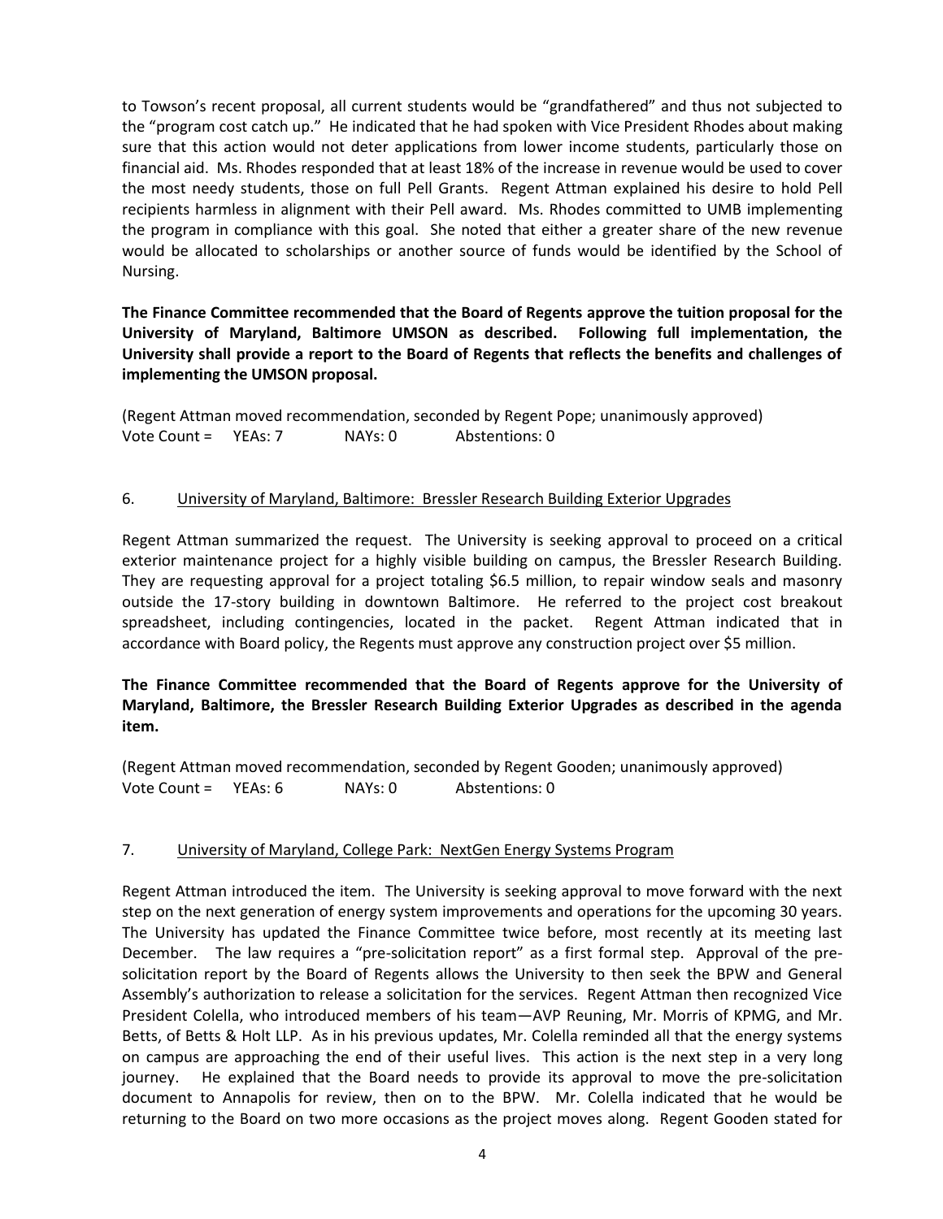to Towson's recent proposal, all current students would be "grandfathered" and thus not subjected to the "program cost catch up." He indicated that he had spoken with Vice President Rhodes about making sure that this action would not deter applications from lower income students, particularly those on financial aid. Ms. Rhodes responded that at least 18% of the increase in revenue would be used to cover the most needy students, those on full Pell Grants. Regent Attman explained his desire to hold Pell recipients harmless in alignment with their Pell award. Ms. Rhodes committed to UMB implementing the program in compliance with this goal. She noted that either a greater share of the new revenue would be allocated to scholarships or another source of funds would be identified by the School of Nursing.

**The Finance Committee recommended that the Board of Regents approve the tuition proposal for the University of Maryland, Baltimore UMSON as described. Following full implementation, the University shall provide a report to the Board of Regents that reflects the benefits and challenges of implementing the UMSON proposal.**

(Regent Attman moved recommendation, seconded by Regent Pope; unanimously approved)
Vote Count = YEAs: 7 NAYs: 0 Abstentions: 0

6. University of Maryland, Baltimore: Bressler Research Building Exterior Upgrades

Regent Attman summarized the request. The University is seeking approval to proceed on a critical exterior maintenance project for a highly visible building on campus, the Bressler Research Building. They are requesting approval for a project totaling $6.5 million, to repair window seals and masonry outside the 17-story building in downtown Baltimore. He referred to the project cost breakout spreadsheet, including contingencies, located in the packet. Regent Attman indicated that in accordance with Board policy, the Regents must approve any construction project over $5 million.

**The Finance Committee recommended that the Board of Regents approve for the University of Maryland, Baltimore, the Bressler Research Building Exterior Upgrades as described in the agenda item.**

(Regent Attman moved recommendation, seconded by Regent Gooden; unanimously approved)
Vote Count = YEAs: 6 NAYs: 0 Abstentions: 0

7. University of Maryland, College Park: NextGen Energy Systems Program

Regent Attman introduced the item. The University is seeking approval to move forward with the next step on the next generation of energy system improvements and operations for the upcoming 30 years. The University has updated the Finance Committee twice before, most recently at its meeting last December. The law requires a "pre-solicitation report" as a first formal step. Approval of the pre-solicitation report by the Board of Regents allows the University to then seek the BPW and General Assembly's authorization to release a solicitation for the services. Regent Attman then recognized Vice President Colella, who introduced members of his team—AVP Reuning, Mr. Morris of KPMG, and Mr. Betts, of Betts & Holt LLP. As in his previous updates, Mr. Colella reminded all that the energy systems on campus are approaching the end of their useful lives. This action is the next step in a very long journey. He explained that the Board needs to provide its approval to move the pre-solicitation document to Annapolis for review, then on to the BPW. Mr. Colella indicated that he would be returning to the Board on two more occasions as the project moves along. Regent Gooden stated for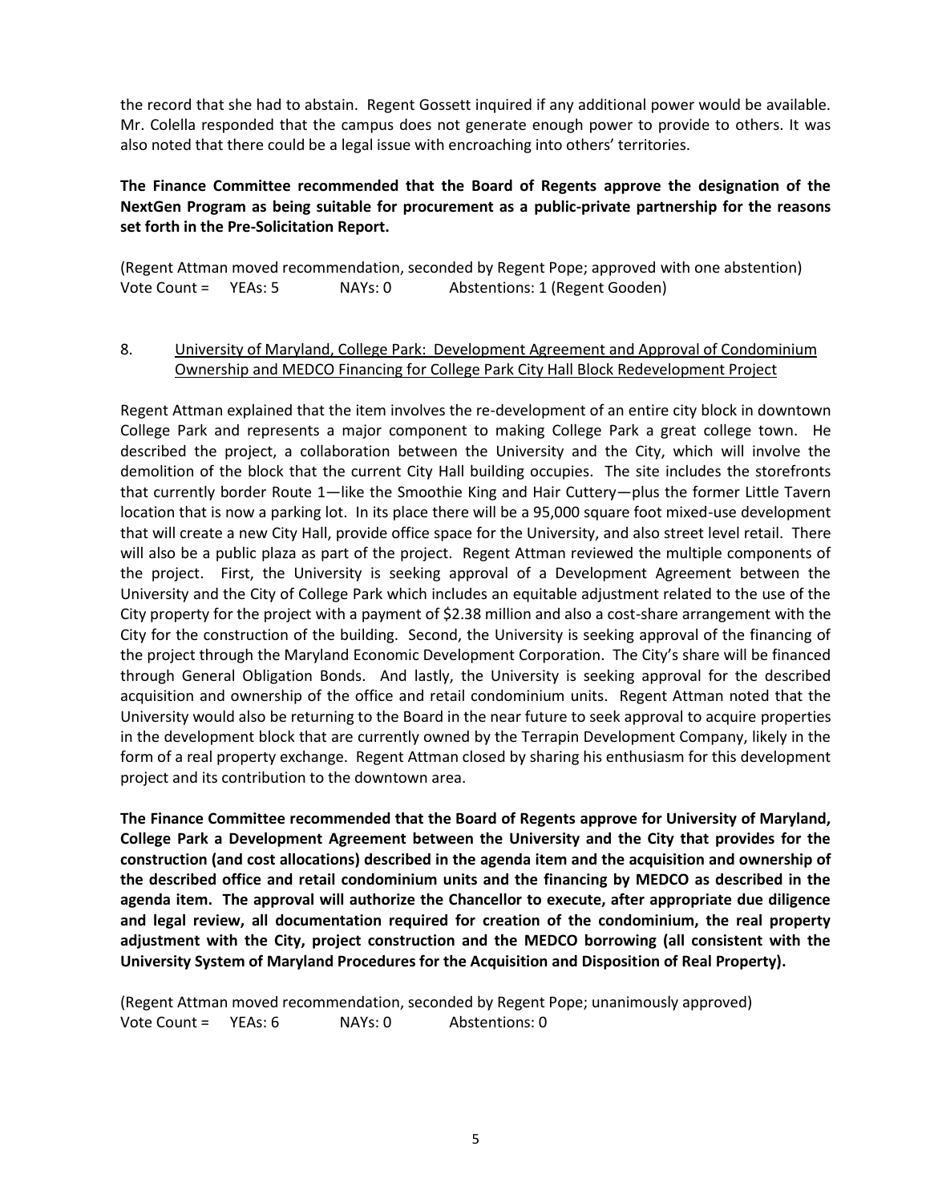the record that she had to abstain. Regent Gossett inquired if any additional power would be available. Mr. Colella responded that the campus does not generate enough power to provide to others. It was also noted that there could be a legal issue with encroaching into others' territories.

**The Finance Committee recommended that the Board of Regents approve the designation of the NextGen Program as being suitable for procurement as a public-private partnership for the reasons set forth in the Pre-Solicitation Report.**

(Regent Attman moved recommendation, seconded by Regent Pope; approved with one abstention)
Vote Count = YEAs: 5 NAYs: 0 Abstentions: 1 (Regent Gooden)

8. University of Maryland, College Park: Development Agreement and Approval of Condominium Ownership and MEDCO Financing for College Park City Hall Block Redevelopment Project

Regent Attman explained that the item involves the re-development of an entire city block in downtown College Park and represents a major component to making College Park a great college town. He described the project, a collaboration between the University and the City, which will involve the demolition of the block that the current City Hall building occupies. The site includes the storefronts that currently border Route 1—like the Smoothie King and Hair Cuttery—plus the former Little Tavern location that is now a parking lot. In its place there will be a 95,000 square foot mixed-use development that will create a new City Hall, provide office space for the University, and also street level retail. There will also be a public plaza as part of the project. Regent Attman reviewed the multiple components of the project. First, the University is seeking approval of a Development Agreement between the University and the City of College Park which includes an equitable adjustment related to the use of the City property for the project with a payment of $2.38 million and also a cost-share arrangement with the City for the construction of the building. Second, the University is seeking approval of the financing of the project through the Maryland Economic Development Corporation. The City's share will be financed through General Obligation Bonds. And lastly, the University is seeking approval for the described acquisition and ownership of the office and retail condominium units. Regent Attman noted that the University would also be returning to the Board in the near future to seek approval to acquire properties in the development block that are currently owned by the Terrapin Development Company, likely in the form of a real property exchange. Regent Attman closed by sharing his enthusiasm for this development project and its contribution to the downtown area.

**The Finance Committee recommended that the Board of Regents approve for University of Maryland, College Park a Development Agreement between the University and the City that provides for the construction (and cost allocations) described in the agenda item and the acquisition and ownership of the described office and retail condominium units and the financing by MEDCO as described in the agenda item. The approval will authorize the Chancellor to execute, after appropriate due diligence and legal review, all documentation required for creation of the condominium, the real property adjustment with the City, project construction and the MEDCO borrowing (all consistent with the University System of Maryland Procedures for the Acquisition and Disposition of Real Property).**

(Regent Attman moved recommendation, seconded by Regent Pope; unanimously approved)
Vote Count = YEAs: 6 NAYs: 0 Abstentions: 0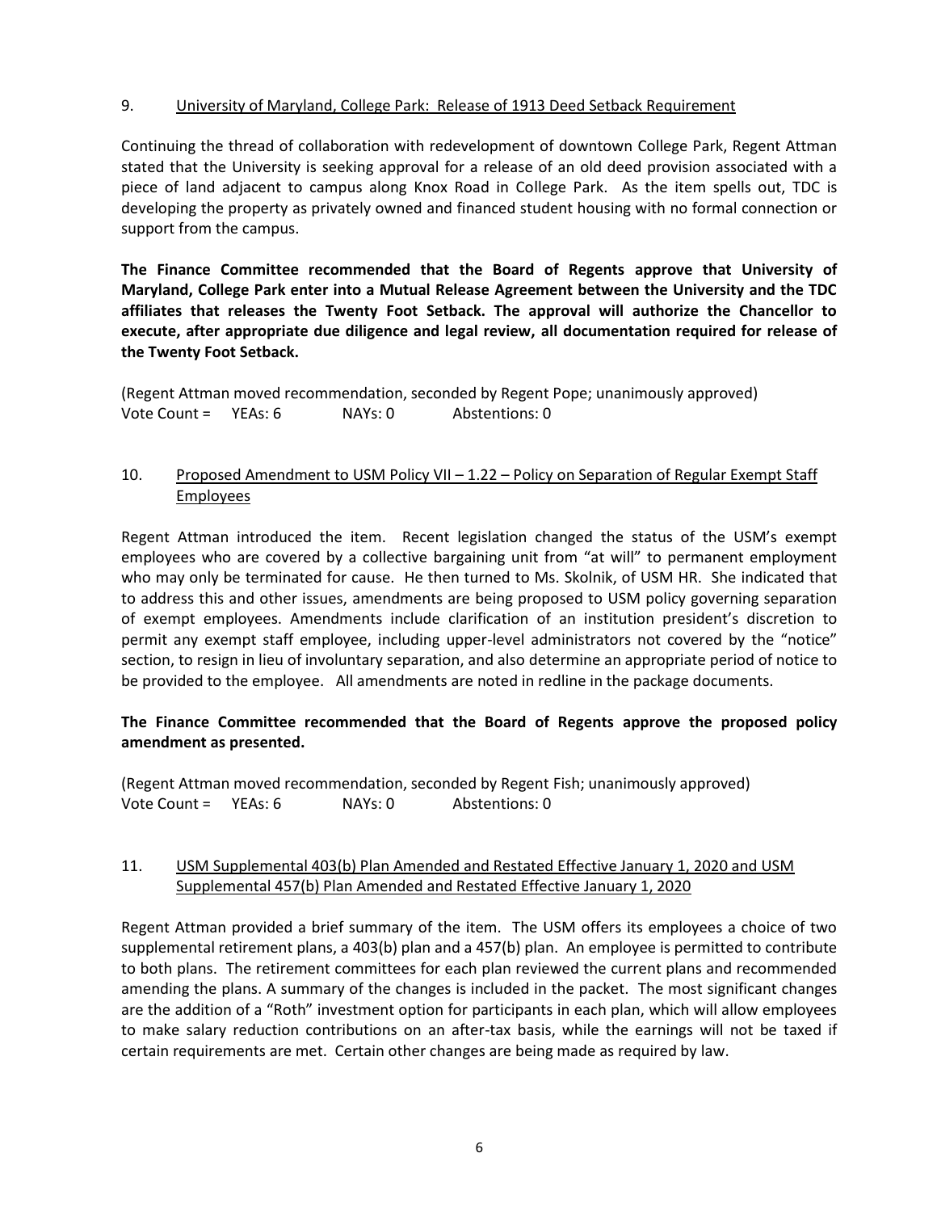9. <u>University of Maryland, College Park: Release of 1913 Deed Setback Requirement</u>

Continuing the thread of collaboration with redevelopment of downtown College Park, Regent Attman stated that the University is seeking approval for a release of an old deed provision associated with a piece of land adjacent to campus along Knox Road in College Park. As the item spells out, TDC is developing the property as privately owned and financed student housing with no formal connection or support from the campus.

**The Finance Committee recommended that the Board of Regents approve that University of Maryland, College Park enter into a Mutual Release Agreement between the University and the TDC affiliates that releases the Twenty Foot Setback. The approval will authorize the Chancellor to execute, after appropriate due diligence and legal review, all documentation required for release of the Twenty Foot Setback.**

(Regent Attman moved recommendation, seconded by Regent Pope; unanimously approved)
Vote Count = YEAs: 6 NAYs: 0 Abstentions: 0

10. <u>Proposed Amendment to USM Policy VII – 1.22 – Policy on Separation of Regular Exempt Staff Employees</u>

Regent Attman introduced the item. Recent legislation changed the status of the USM's exempt employees who are covered by a collective bargaining unit from "at will" to permanent employment who may only be terminated for cause. He then turned to Ms. Skolnik, of USM HR. She indicated that to address this and other issues, amendments are being proposed to USM policy governing separation of exempt employees. Amendments include clarification of an institution president's discretion to permit any exempt staff employee, including upper-level administrators not covered by the "notice" section, to resign in lieu of involuntary separation, and also determine an appropriate period of notice to be provided to the employee. All amendments are noted in redline in the package documents.

**The Finance Committee recommended that the Board of Regents approve the proposed policy amendment as presented.**

(Regent Attman moved recommendation, seconded by Regent Fish; unanimously approved)
Vote Count = YEAs: 6 NAYs: 0 Abstentions: 0

11. <u>USM Supplemental 403(b) Plan Amended and Restated Effective January 1, 2020 and USM Supplemental 457(b) Plan Amended and Restated Effective January 1, 2020</u>

Regent Attman provided a brief summary of the item. The USM offers its employees a choice of two supplemental retirement plans, a 403(b) plan and a 457(b) plan. An employee is permitted to contribute to both plans. The retirement committees for each plan reviewed the current plans and recommended amending the plans. A summary of the changes is included in the packet. The most significant changes are the addition of a "Roth" investment option for participants in each plan, which will allow employees to make salary reduction contributions on an after-tax basis, while the earnings will not be taxed if certain requirements are met. Certain other changes are being made as required by law.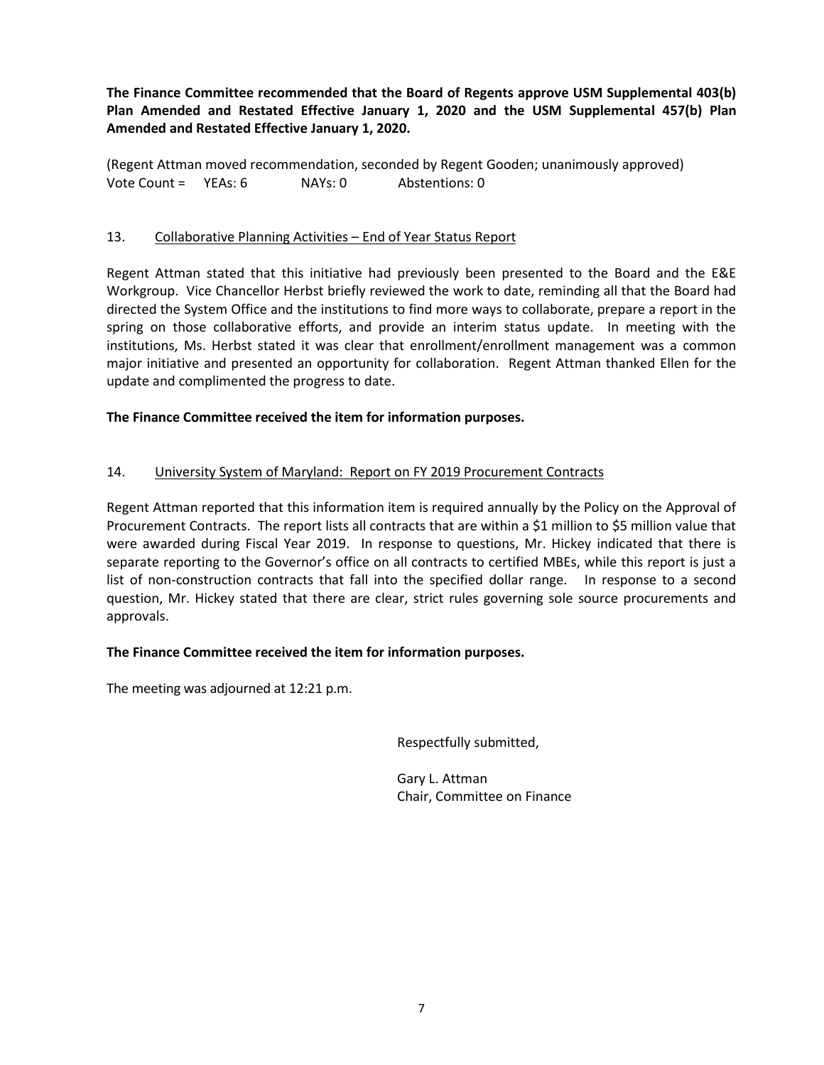**The Finance Committee recommended that the Board of Regents approve USM Supplemental 403(b) Plan Amended and Restated Effective January 1, 2020 and the USM Supplemental 457(b) Plan Amended and Restated Effective January 1, 2020.**

(Regent Attman moved recommendation, seconded by Regent Gooden; unanimously approved)
Vote Count = YEAs: 6 NAYs: 0 Abstentions: 0

13. Collaborative Planning Activities – End of Year Status Report

Regent Attman stated that this initiative had previously been presented to the Board and the E&E Workgroup. Vice Chancellor Herbst briefly reviewed the work to date, reminding all that the Board had directed the System Office and the institutions to find more ways to collaborate, prepare a report in the spring on those collaborative efforts, and provide an interim status update. In meeting with the institutions, Ms. Herbst stated it was clear that enrollment/enrollment management was a common major initiative and presented an opportunity for collaboration. Regent Attman thanked Ellen for the update and complimented the progress to date.

**The Finance Committee received the item for information purposes.**

14. University System of Maryland: Report on FY 2019 Procurement Contracts

Regent Attman reported that this information item is required annually by the Policy on the Approval of Procurement Contracts. The report lists all contracts that are within a $1 million to $5 million value that were awarded during Fiscal Year 2019. In response to questions, Mr. Hickey indicated that there is separate reporting to the Governor's office on all contracts to certified MBEs, while this report is just a list of non-construction contracts that fall into the specified dollar range. In response to a second question, Mr. Hickey stated that there are clear, strict rules governing sole source procurements and approvals.

**The Finance Committee received the item for information purposes.**

The meeting was adjourned at 12:21 p.m.

Respectfully submitted,

Gary L. Attman
Chair, Committee on Finance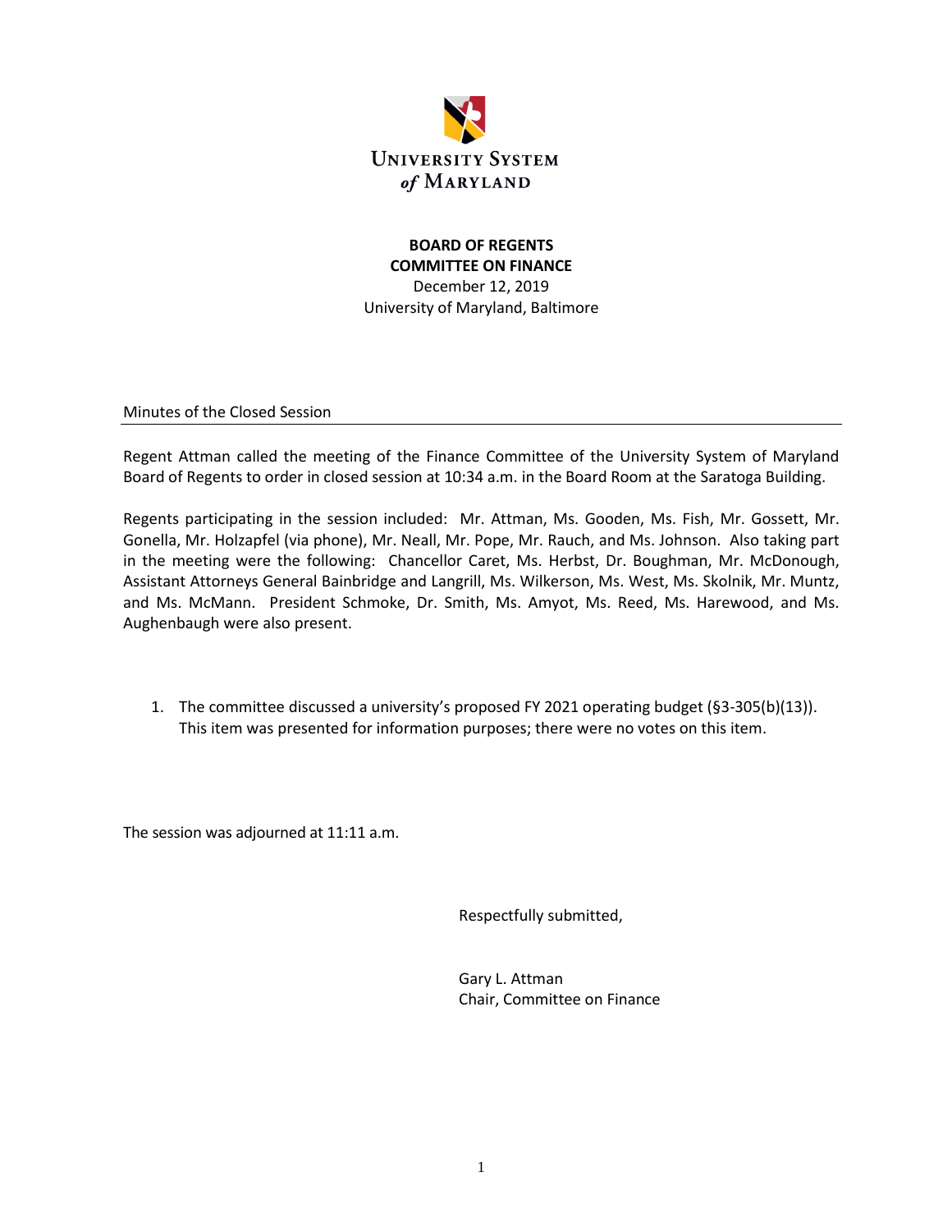UNIVERSITY SYSTEM of MARYLAND

**BOARD OF REGENTS**
**COMMITTEE ON FINANCE**
December 12, 2019
University of Maryland, Baltimore

Minutes of the Closed Session

Regent Attman called the meeting of the Finance Committee of the University System of Maryland Board of Regents to order in closed session at 10:34 a.m. in the Board Room at the Saratoga Building.

Regents participating in the session included: Mr. Attman, Ms. Gooden, Ms. Fish, Mr. Gossett, Mr. Gonella, Mr. Holzapfel (via phone), Mr. Neall, Mr. Pope, Mr. Rauch, and Ms. Johnson. Also taking part in the meeting were the following: Chancellor Caret, Ms. Herbst, Dr. Boughman, Mr. McDonough, Assistant Attorneys General Bainbridge and Langrill, Ms. Wilkerson, Ms. West, Ms. Skolnik, Mr. Muntz, and Ms. McMann. President Schmoke, Dr. Smith, Ms. Amyot, Ms. Reed, Ms. Harewood, and Ms. Aughenbaugh were also present.

1. The committee discussed a university's proposed FY 2021 operating budget (§3-305(b)(13)). This item was presented for information purposes; there were no votes on this item.

The session was adjourned at 11:11 a.m.

Respectfully submitted,

Gary L. Attman
Chair, Committee on Finance